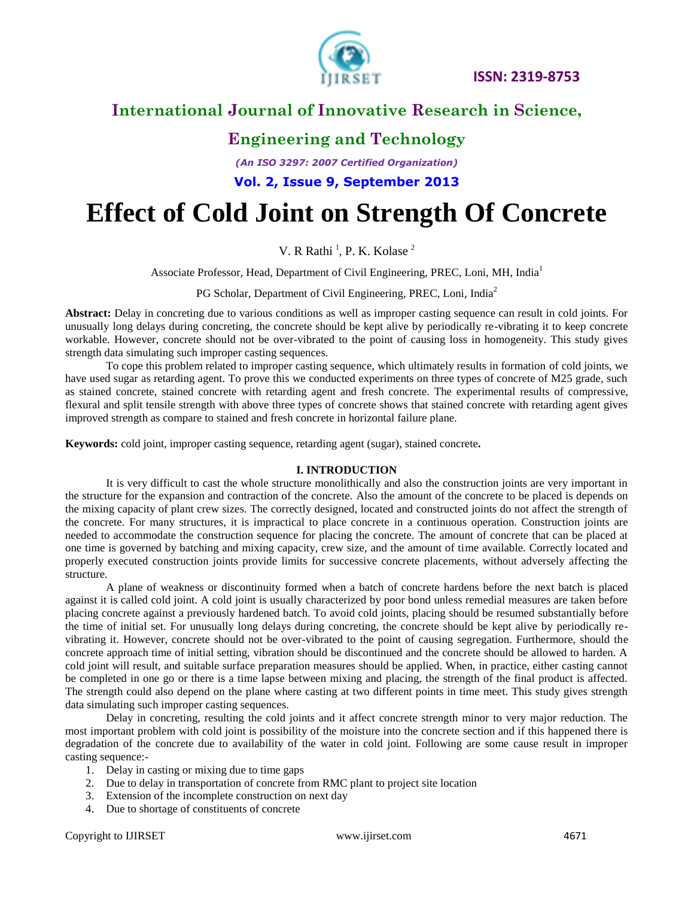# Effect of Cold Joint on Strength Of Concrete

V. R Rathi [1], P. K. Kolase [2]

Associate Professor, Head, Department of Civil Engineering, PREC, Loni, MH, India[1]

PG Scholar, Department of Civil Engineering, PREC, Loni, India[2]

**Abstract:** Delay in concreting due to various conditions as well as improper casting sequence can result in cold joints. For unusually long delays during concreting, the concrete should be kept alive by periodically re-vibrating it to keep concrete workable. However, concrete should not be over-vibrated to the point of causing loss in homogeneity. This study gives strength data simulating such improper casting sequences.

To cope this problem related to improper casting sequence, which ultimately results in formation of cold joints, we have used sugar as retarding agent. To prove this we conducted experiments on three types of concrete of M25 grade, such as stained concrete, stained concrete with retarding agent and fresh concrete. The experimental results of compressive, flexural and split tensile strength with above three types of concrete shows that stained concrete with retarding agent gives improved strength as compare to stained and fresh concrete in horizontal failure plane.

**Keywords:** cold joint, improper casting sequence, retarding agent (sugar), stained concrete**.**

## I. INTRODUCTION

It is very difficult to cast the whole structure monolithically and also the construction joints are very important in the structure for the expansion and contraction of the concrete. Also the amount of the concrete to be placed is depends on the mixing capacity of plant crew sizes. The correctly designed, located and constructed joints do not affect the strength of the concrete. For many structures, it is impractical to place concrete in a continuous operation. Construction joints are needed to accommodate the construction sequence for placing the concrete. The amount of concrete that can be placed at one time is governed by batching and mixing capacity, crew size, and the amount of time available. Correctly located and properly executed construction joints provide limits for successive concrete placements, without adversely affecting the structure.

A plane of weakness or discontinuity formed when a batch of concrete hardens before the next batch is placed against it is called cold joint. A cold joint is usually characterized by poor bond unless remedial measures are taken before placing concrete against a previously hardened batch. To avoid cold joints, placing should be resumed substantially before the time of initial set. For unusually long delays during concreting, the concrete should be kept alive by periodically re-vibrating it. However, concrete should not be over-vibrated to the point of causing segregation. Furthermore, should the concrete approach time of initial setting, vibration should be discontinued and the concrete should be allowed to harden. A cold joint will result, and suitable surface preparation measures should be applied. When, in practice, either casting cannot be completed in one go or there is a time lapse between mixing and placing, the strength of the final product is affected. The strength could also depend on the plane where casting at two different points in time meet. This study gives strength data simulating such improper casting sequences.

Delay in concreting, resulting the cold joints and it affect concrete strength minor to very major reduction. The most important problem with cold joint is possibility of the moisture into the concrete section and if this happened there is degradation of the concrete due to availability of the water in cold joint. Following are some cause result in improper casting sequence:-

1. Delay in casting or mixing due to time gaps
2. Due to delay in transportation of concrete from RMC plant to project site location
3. Extension of the incomplete construction on next day
4. Due to shortage of constituents of concrete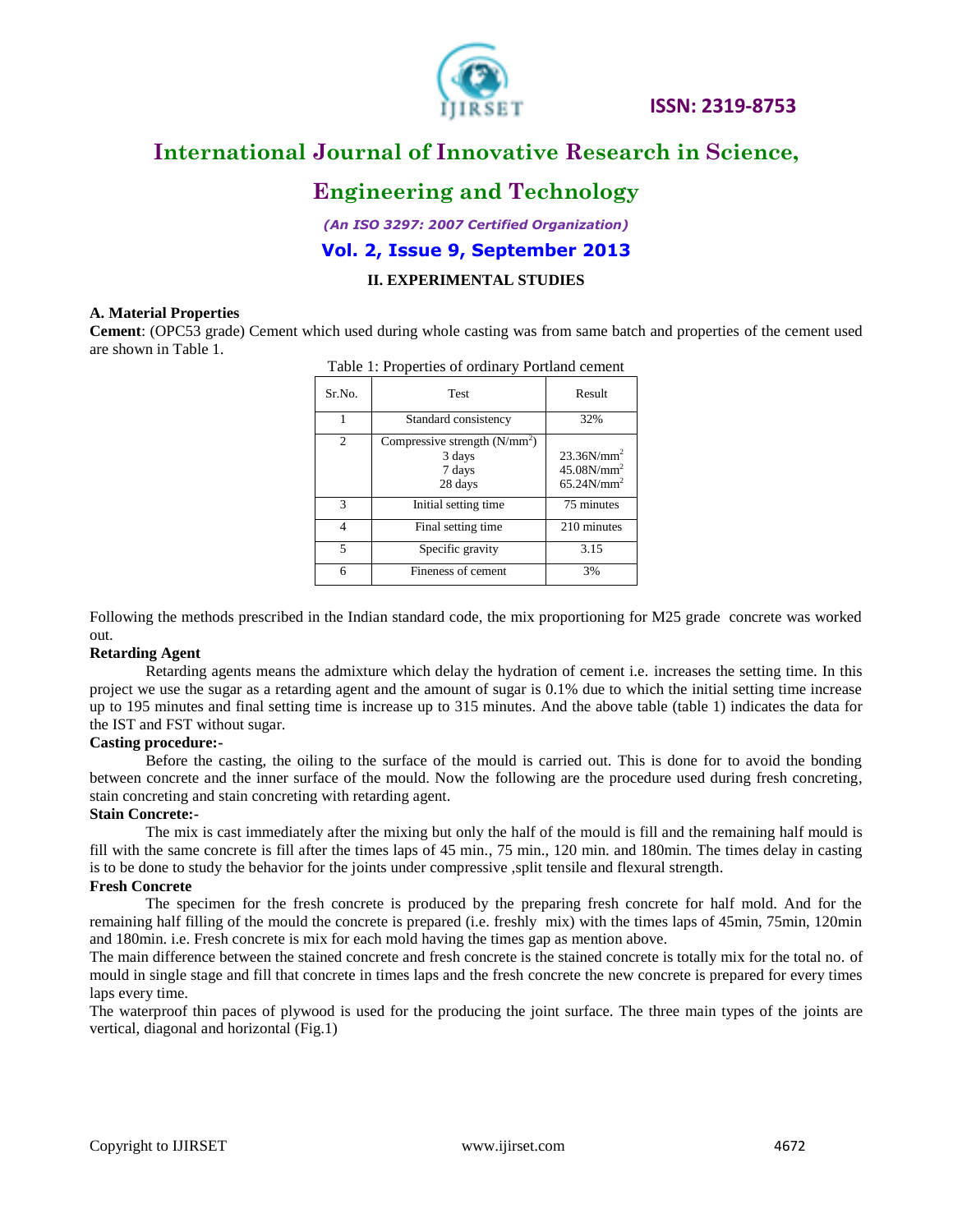## II. EXPERIMENTAL STUDIES

### A. Material Properties

**Cement**: (OPC53 grade) Cement which used during whole casting was from same batch and properties of the cement used are shown in Table 1.

Table 1: Properties of ordinary Portland cement

| Sr.No. | Test | Result |
|---|---|---|
| 1 | Standard consistency | 32% |
| 2 | Compressive strength ($N/mm^2$)<br>3 days<br>7 days<br>28 days | <br>$23.36N/mm^2$<br>$45.08N/mm^2$<br>$65.24N/mm^2$ |
| 3 | Initial setting time | 75 minutes |
| 4 | Final setting time | 210 minutes |
| 5 | Specific gravity | 3.15 |
| 6 | Fineness of cement | 3% |

Following the methods prescribed in the Indian standard code, the mix proportioning for M25 grade concrete was worked out.

**Retarding Agent**

Retarding agents means the admixture which delay the hydration of cement i.e. increases the setting time. In this project we use the sugar as a retarding agent and the amount of sugar is 0.1% due to which the initial setting time increase up to 195 minutes and final setting time is increase up to 315 minutes. And the above table (table 1) indicates the data for the IST and FST without sugar.

**Casting procedure:-**

Before the casting, the oiling to the surface of the mould is carried out. This is done for to avoid the bonding between concrete and the inner surface of the mould. Now the following are the procedure used during fresh concreting, stain concreting and stain concreting with retarding agent.

**Stain Concrete:-**

The mix is cast immediately after the mixing but only the half of the mould is fill and the remaining half mould is fill with the same concrete is fill after the times laps of 45 min., 75 min., 120 min. and 180min. The times delay in casting is to be done to study the behavior for the joints under compressive ,split tensile and flexural strength.

**Fresh Concrete**

The specimen for the fresh concrete is produced by the preparing fresh concrete for half mold. And for the remaining half filling of the mould the concrete is prepared (i.e. freshly mix) with the times laps of 45min, 75min, 120min and 180min. i.e. Fresh concrete is mix for each mold having the times gap as mention above.

The main difference between the stained concrete and fresh concrete is the stained concrete is totally mix for the total no. of mould in single stage and fill that concrete in times laps and the fresh concrete the new concrete is prepared for every times laps every time.

The waterproof thin paces of plywood is used for the producing the joint surface. The three main types of the joints are vertical, diagonal and horizontal (Fig.1)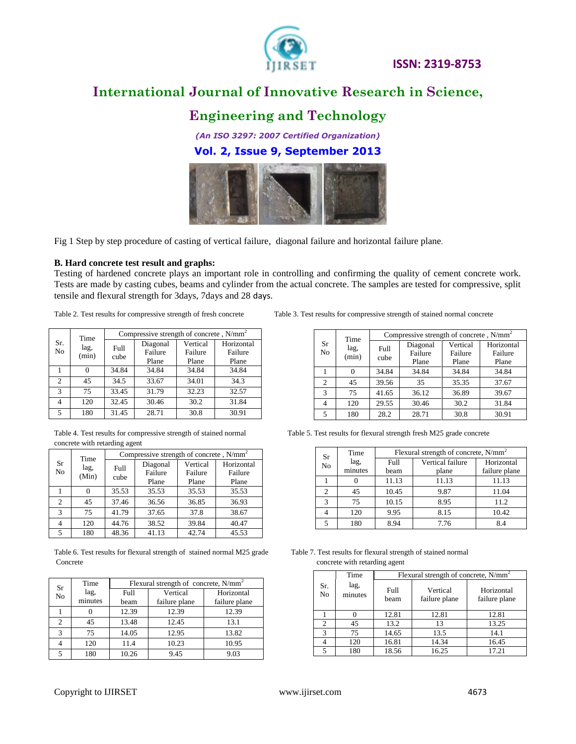Fig 1 Step by step procedure of casting of vertical failure, diagonal failure and horizontal failure plane.

**B. Hard concrete test result and graphs:**

Testing of hardened concrete plays an important role in controlling and confirming the quality of cement concrete work. Tests are made by casting cubes, beams and cylinder from the actual concrete. The samples are tested for compressive, split tensile and flexural strength for 3days, 7days and 28 days.

Table 2. Test results for compressive strength of fresh concrete

| Sr. No | Time lag, (min) | Compressive strength of concrete , N/mm$^2$ | | | |
|---|---|---|---|---|---|
| | | Full cube | Diagonal Failure Plane | Vertical Failure Plane | Horizontal Failure Plane |
| 1 | 0 | 34.84 | 34.84 | 34.84 | 34.84 |
| 2 | 45 | 34.5 | 33.67 | 34.01 | 34.3 |
| 3 | 75 | 33.45 | 31.79 | 32.23 | 32.57 |
| 4 | 120 | 32.45 | 30.46 | 30.2 | 31.84 |
| 5 | 180 | 31.45 | 28.71 | 30.8 | 30.91 |

Table 3. Test results for compressive strength of stained normal concrete

| Sr No | Time lag, (min) | Compressive strength of concrete , N/mm$^2$ | | | |
|---|---|---|---|---|---|
| | | Full cube | Diagonal Failure Plane | Vertical Failure Plane | Horizontal Failure Plane |
| 1 | 0 | 34.84 | 34.84 | 34.84 | 34.84 |
| 2 | 45 | 39.56 | 35 | 35.35 | 37.67 |
| 3 | 75 | 41.65 | 36.12 | 36.89 | 39.67 |
| 4 | 120 | 29.55 | 30.46 | 30.2 | 31.84 |
| 5 | 180 | 28.2 | 28.71 | 30.8 | 30.91 |

Table 4. Test results for compressive strength of stained normal concrete with retarding agent

| Sr No | Time lag, (Min) | Compressive strength of concrete , N/mm$^2$ | | | |
|---|---|---|---|---|---|
| | | Full cube | Diagonal Failure Plane | Vertical Failure Plane | Horizontal Failure Plane |
| 1 | 0 | 35.53 | 35.53 | 35.53 | 35.53 |
| 2 | 45 | 37.46 | 36.56 | 36.85 | 36.93 |
| 3 | 75 | 41.79 | 37.65 | 37.8 | 38.67 |
| 4 | 120 | 44.76 | 38.52 | 39.84 | 40.47 |
| 5 | 180 | 48.36 | 41.13 | 42.74 | 45.53 |

Table 5. Test results for flexural strength fresh M25 grade concrete

| Sr No | Time lag, minutes | Flexural strength of concrete, N/mm$^2$ | | |
|---|---|---|---|---|
| | | Full beam | Vertical failure plane | Horizontal failure plane |
| 1 | 0 | 11.13 | 11.13 | 11.13 |
| 2 | 45 | 10.45 | 9.87 | 11.04 |
| 3 | 75 | 10.15 | 8.95 | 11.2 |
| 4 | 120 | 9.95 | 8.15 | 10.42 |
| 5 | 180 | 8.94 | 7.76 | 8.4 |

Table 6. Test results for flexural strength of stained normal M25 grade Concrete

| Sr No | Time lag, minutes | Flexural strength of concrete, N/mm$^2$ | | |
|---|---|---|---|---|
| | | Full beam | Vertical failure plane | Horizontal failure plane |
| 1 | 0 | 12.39 | 12.39 | 12.39 |
| 2 | 45 | 13.48 | 12.45 | 13.1 |
| 3 | 75 | 14.05 | 12.95 | 13.82 |
| 4 | 120 | 11.4 | 10.23 | 10.95 |
| 5 | 180 | 10.26 | 9.45 | 9.03 |

Table 7. Test results for flexural strength of stained normal concrete with retarding agent

| Sr. No | Time lag, minutes | Flexural strength of concrete, N/mm$^2$ | | |
|---|---|---|---|---|
| | | Full beam | Vertical failure plane | Horizontal failure plane |
| 1 | 0 | 12.81 | 12.81 | 12.81 |
| 2 | 45 | 13.2 | 13 | 13.25 |
| 3 | 75 | 14.65 | 13.5 | 14.1 |
| 4 | 120 | 16.81 | 14.34 | 16.45 |
| 5 | 180 | 18.56 | 16.25 | 17.21 |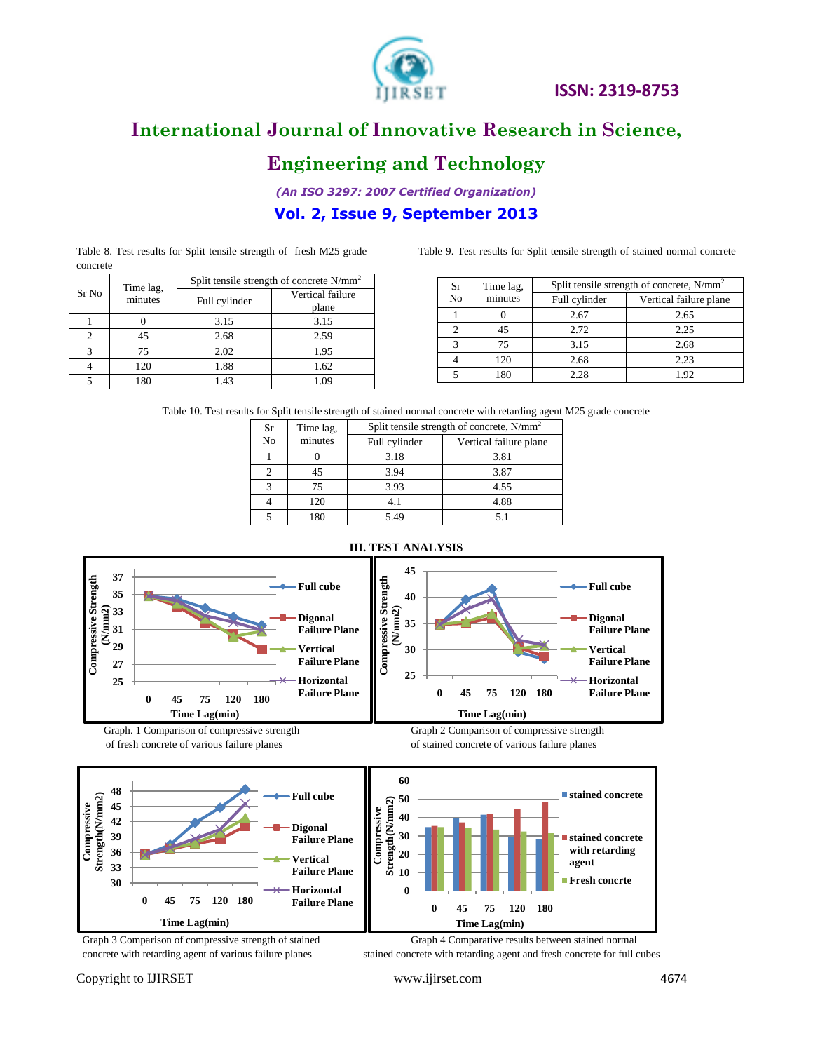Table 8. Test results for Split tensile strength of fresh M25 grade concrete

| Sr No | Time lag, minutes | Split tensile strength of concrete N/mm$^2$ | |
|---|---|---|---|
| | | Full cylinder | Vertical failure plane |
| 1 | 0 | 3.15 | 3.15 |
| 2 | 45 | 2.68 | 2.59 |
| 3 | 75 | 2.02 | 1.95 |
| 4 | 120 | 1.88 | 1.62 |
| 5 | 180 | 1.43 | 1.09 |

Table 9. Test results for Split tensile strength of stained normal concrete

| Sr No | Time lag, minutes | Split tensile strength of concrete, N/mm$^2$ | |
|---|---|---|---|
| | | Full cylinder | Vertical failure plane |
| 1 | 0 | 2.67 | 2.65 |
| 2 | 45 | 2.72 | 2.25 |
| 3 | 75 | 3.15 | 2.68 |
| 4 | 120 | 2.68 | 2.23 |
| 5 | 180 | 2.28 | 1.92 |

Table 10. Test results for Split tensile strength of stained normal concrete with retarding agent M25 grade concrete

| Sr No | Time lag, minutes | Split tensile strength of concrete, N/mm$^2$ | |
|---|---|---|---|
| | | Full cylinder | Vertical failure plane |
| 1 | 0 | 3.18 | 3.81 |
| 2 | 45 | 3.94 | 3.87 |
| 3 | 75 | 3.93 | 4.55 |
| 4 | 120 | 4.1 | 4.88 |
| 5 | 180 | 5.49 | 5.1 |

## III. TEST ANALYSIS

Graph. 1 Comparison of compressive strength of fresh concrete of various failure planes

Graph 2 Comparison of compressive strength of stained concrete of various failure planes

Graph 3 Comparison of compressive strength of stained concrete with retarding agent of various failure planes

Graph 4 Comparative results between stained normal stained concrete with retarding agent and fresh concrete for full cubes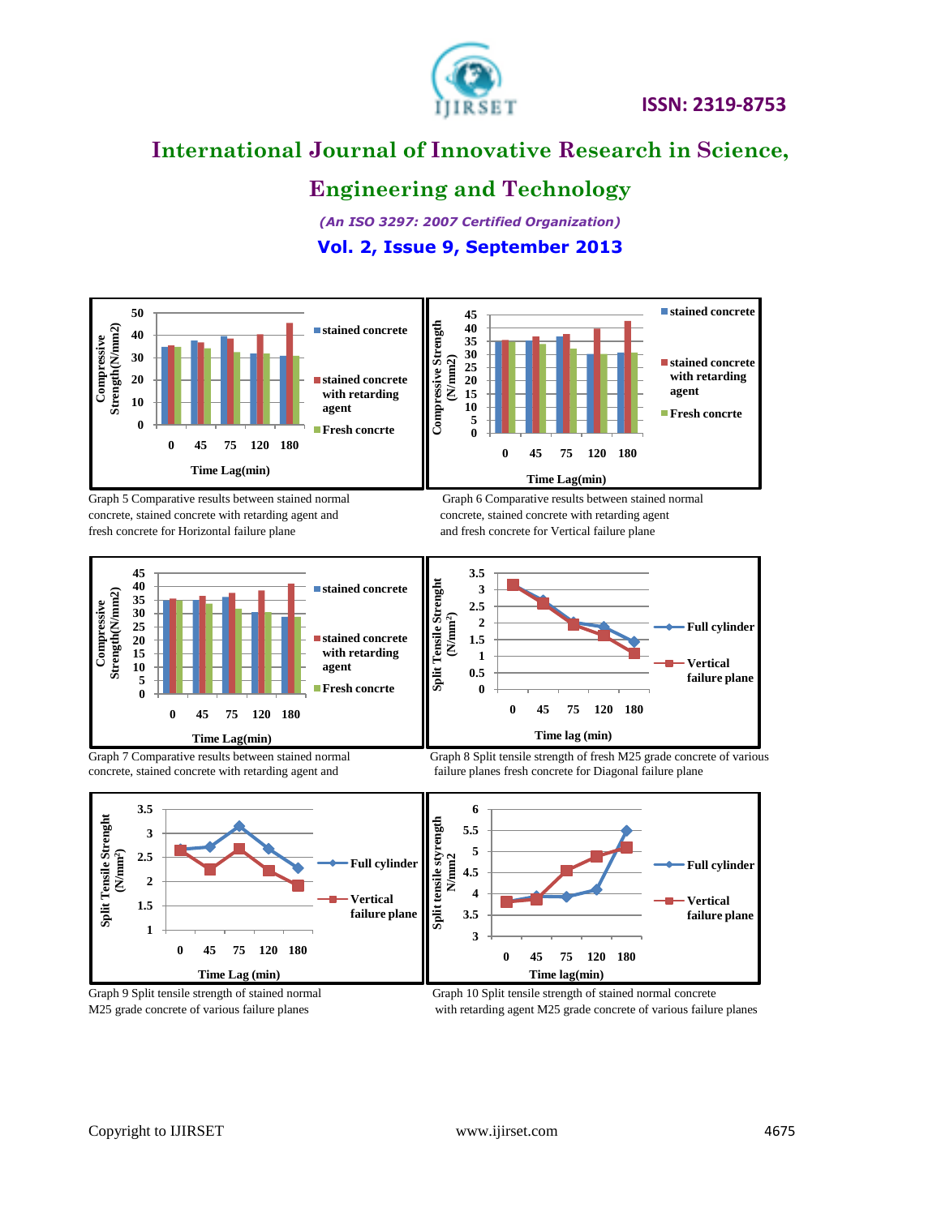Graph 5 Comparative results between stained normal concrete, stained concrete with retarding agent and fresh concrete for Horizontal failure plane

Graph 6 Comparative results between stained normal concrete, stained concrete with retarding agent and fresh concrete for Vertical failure plane

Graph 7 Comparative results between stained normal concrete, stained concrete with retarding agent and

Graph 8 Split tensile strength of fresh M25 grade concrete of various failure planes fresh concrete for Diagonal failure plane

Graph 9 Split tensile strength of stained normal M25 grade concrete of various failure planes

Graph 10 Split tensile strength of stained normal concrete with retarding agent M25 grade concrete of various failure planes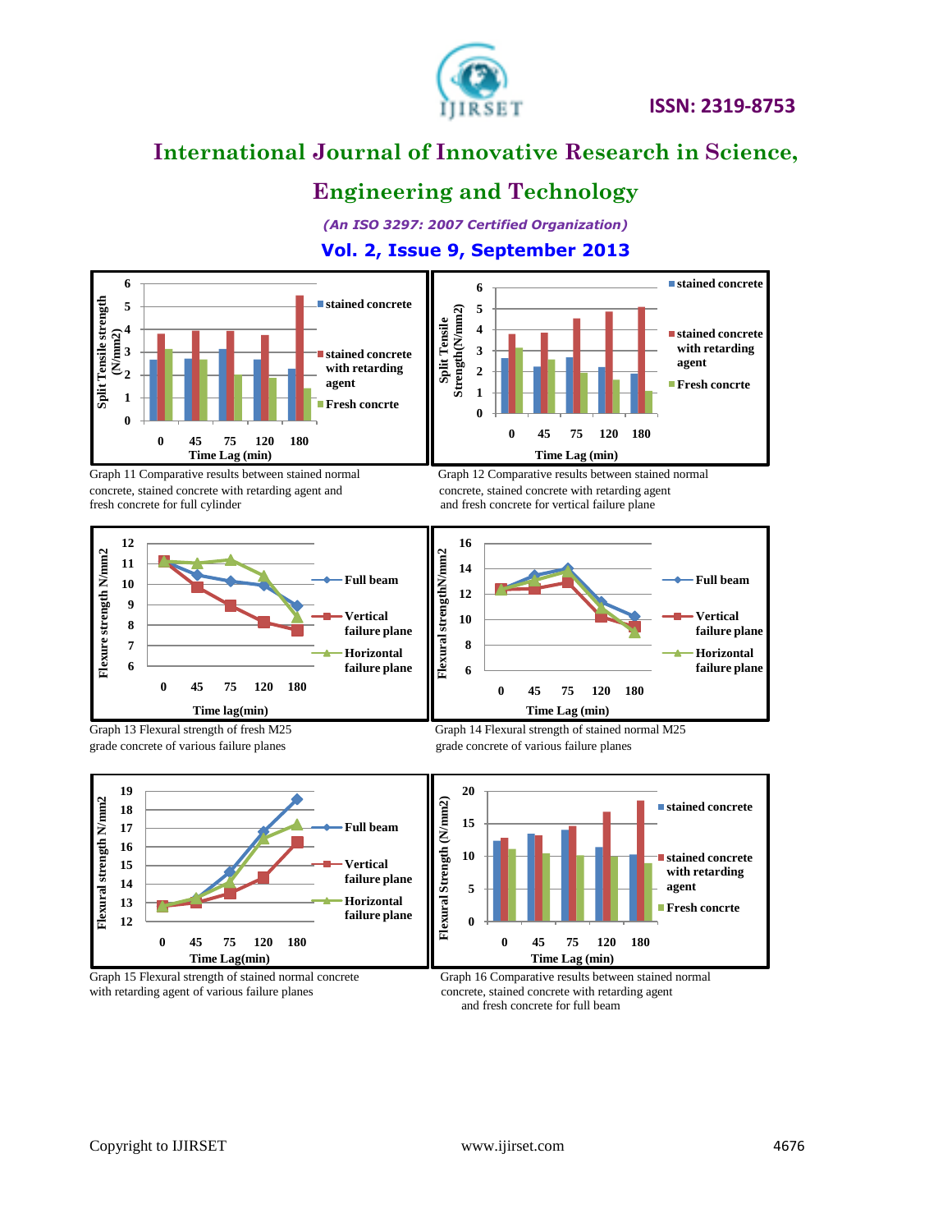Graph 11 Comparative results between stained normal concrete, stained concrete with retarding agent and fresh concrete for full cylinder

Graph 12 Comparative results between stained normal concrete, stained concrete with retarding agent and fresh concrete for vertical failure plane

Graph 13 Flexural strength of fresh M25 grade concrete of various failure planes

Graph 14 Flexural strength of stained normal M25 grade concrete of various failure planes

Graph 15 Flexural strength of stained normal concrete with retarding agent of various failure planes

Graph 16 Comparative results between stained normal concrete, stained concrete with retarding agent and fresh concrete for full beam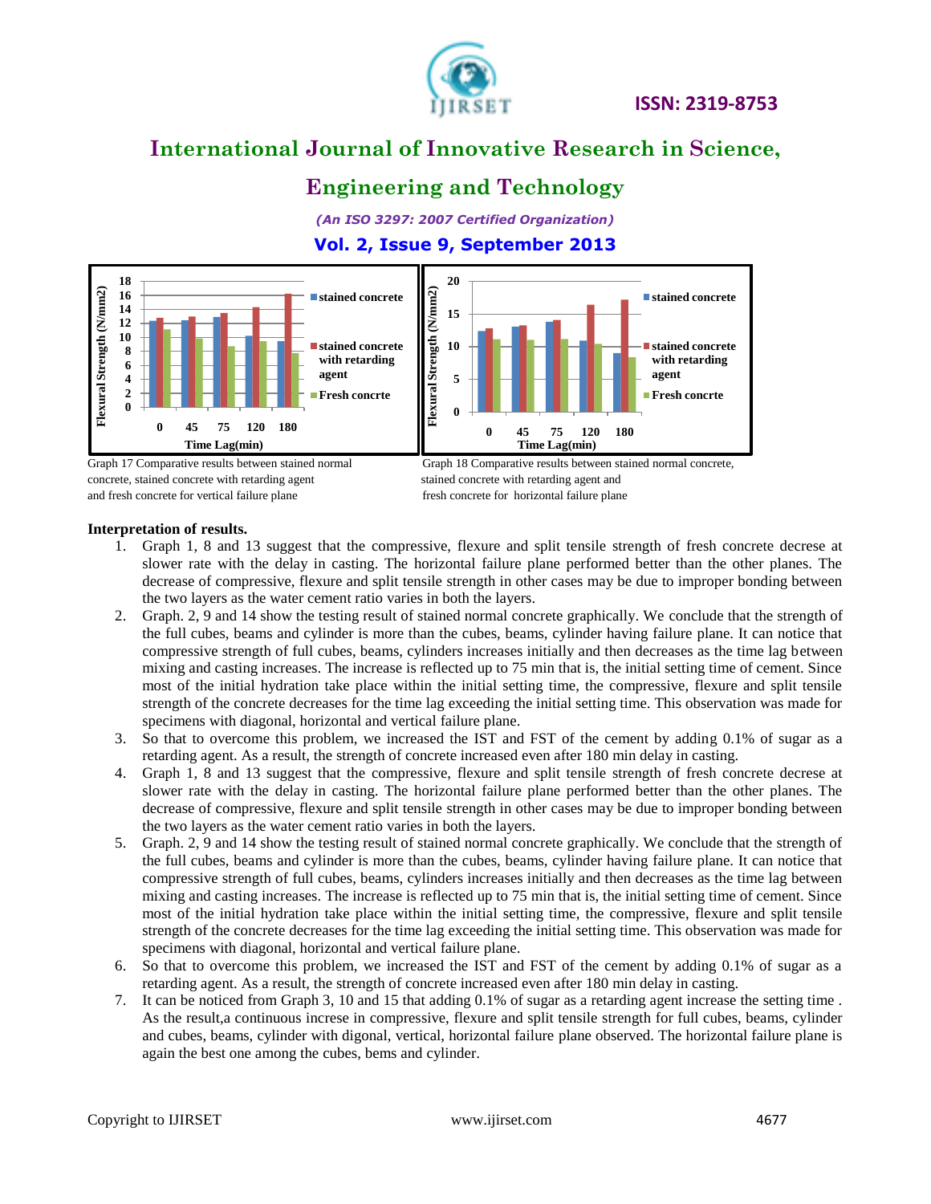Graph 17 Comparative results between stained normal concrete, stained concrete with retarding agent and fresh concrete for vertical failure plane

Graph 18 Comparative results between stained normal concrete, stained concrete with retarding agent and fresh concrete for horizontal failure plane

**Interpretation of results.**

1. Graph 1, 8 and 13 suggest that the compressive, flexure and split tensile strength of fresh concrete decrease at slower rate with the delay in casting. The horizontal failure plane performed better than the other planes. The decrease of compressive, flexure and split tensile strength in other cases may be due to improper bonding between the two layers as the water cement ratio varies in both the layers.
2. Graph. 2, 9 and 14 show the testing result of stained normal concrete graphically. We conclude that the strength of the full cubes, beams and cylinder is more than the cubes, beams, cylinder having failure plane. It can notice that compressive strength of full cubes, beams, cylinders increases initially and then decreases as the time lag between mixing and casting increases. The increase is reflected up to 75 min that is, the initial setting time of cement. Since most of the initial hydration take place within the initial setting time, the compressive, flexure and split tensile strength of the concrete decreases for the time lag exceeding the initial setting time. This observation was made for specimens with diagonal, horizontal and vertical failure plane.
3. So that to overcome this problem, we increased the IST and FST of the cement by adding 0.1% of sugar as a retarding agent. As a result, the strength of concrete increased even after 180 min delay in casting.
4. Graph 1, 8 and 13 suggest that the compressive, flexure and split tensile strength of fresh concrete decrease at slower rate with the delay in casting. The horizontal failure plane performed better than the other planes. The decrease of compressive, flexure and split tensile strength in other cases may be due to improper bonding between the two layers as the water cement ratio varies in both the layers.
5. Graph. 2, 9 and 14 show the testing result of stained normal concrete graphically. We conclude that the strength of the full cubes, beams and cylinder is more than the cubes, beams, cylinder having failure plane. It can notice that compressive strength of full cubes, beams, cylinders increases initially and then decreases as the time lag between mixing and casting increases. The increase is reflected up to 75 min that is, the initial setting time of cement. Since most of the initial hydration take place within the initial setting time, the compressive, flexure and split tensile strength of the concrete decreases for the time lag exceeding the initial setting time. This observation was made for specimens with diagonal, horizontal and vertical failure plane.
6. So that to overcome this problem, we increased the IST and FST of the cement by adding 0.1% of sugar as a retarding agent. As a result, the strength of concrete increased even after 180 min delay in casting.
7. It can be noticed from Graph 3, 10 and 15 that adding 0.1% of sugar as a retarding agent increase the setting time . As the result,a continuous increse in compressive, flexure and split tensile strength for full cubes, beams, cylinder and cubes, beams, cylinder with digonal, vertical, horizontal failure plane observed. The horizontal failure plane is again the best one among the cubes, bems and cylinder.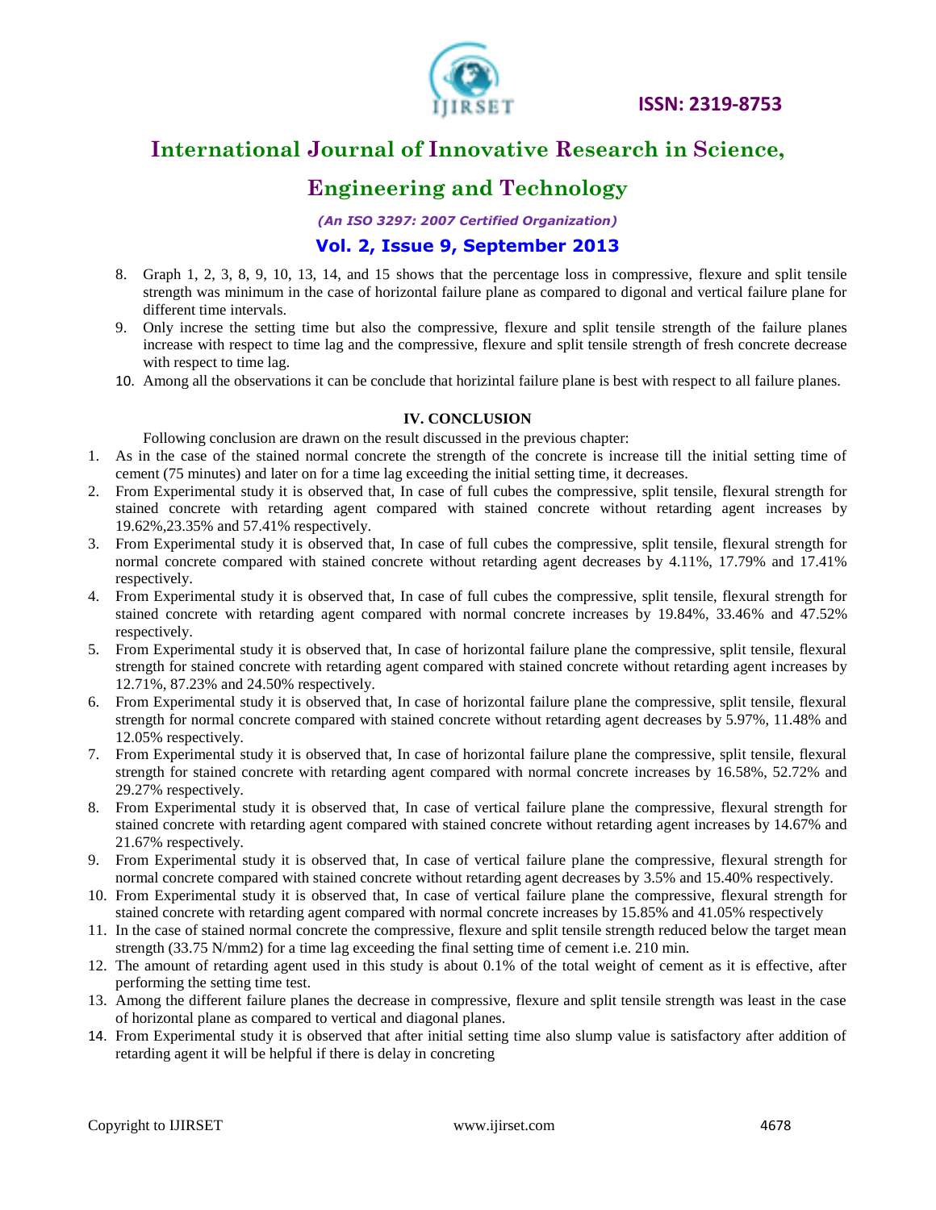8. Graph 1, 2, 3, 8, 9, 10, 13, 14, and 15 shows that the percentage loss in compressive, flexure and split tensile strength was minimum in the case of horizontal failure plane as compared to digonal and vertical failure plane for different time intervals.
9. Only increse the setting time but also the compressive, flexure and split tensile strength of the failure planes increase with respect to time lag and the compressive, flexure and split tensile strength of fresh concrete decrease with respect to time lag.
10. Among all the observations it can be conclude that horizintal failure plane is best with respect to all failure planes.

## IV. CONCLUSION

Following conclusion are drawn on the result discussed in the previous chapter:

1. As in the case of the stained normal concrete the strength of the concrete is increase till the initial setting time of cement (75 minutes) and later on for a time lag exceeding the initial setting time, it decreases.
2. From Experimental study it is observed that, In case of full cubes the compressive, split tensile, flexural strength for stained concrete with retarding agent compared with stained concrete without retarding agent increases by 19.62%,23.35% and 57.41% respectively.
3. From Experimental study it is observed that, In case of full cubes the compressive, split tensile, flexural strength for normal concrete compared with stained concrete without retarding agent decreases by 4.11%, 17.79% and 17.41% respectively.
4. From Experimental study it is observed that, In case of full cubes the compressive, split tensile, flexural strength for stained concrete with retarding agent compared with normal concrete increases by 19.84%, 33.46% and 47.52% respectively.
5. From Experimental study it is observed that, In case of horizontal failure plane the compressive, split tensile, flexural strength for stained concrete with retarding agent compared with stained concrete without retarding agent increases by 12.71%, 87.23% and 24.50% respectively.
6. From Experimental study it is observed that, In case of horizontal failure plane the compressive, split tensile, flexural strength for normal concrete compared with stained concrete without retarding agent decreases by 5.97%, 11.48% and 12.05% respectively.
7. From Experimental study it is observed that, In case of horizontal failure plane the compressive, split tensile, flexural strength for stained concrete with retarding agent compared with normal concrete increases by 16.58%, 52.72% and 29.27% respectively.
8. From Experimental study it is observed that, In case of vertical failure plane the compressive, flexural strength for stained concrete with retarding agent compared with stained concrete without retarding agent increases by 14.67% and 21.67% respectively.
9. From Experimental study it is observed that, In case of vertical failure plane the compressive, flexural strength for normal concrete compared with stained concrete without retarding agent decreases by 3.5% and 15.40% respectively.
10. From Experimental study it is observed that, In case of vertical failure plane the compressive, flexural strength for stained concrete with retarding agent compared with normal concrete increases by 15.85% and 41.05% respectively
11. In the case of stained normal concrete the compressive, flexure and split tensile strength reduced below the target mean strength (33.75 N/mm2) for a time lag exceeding the final setting time of cement i.e. 210 min.
12. The amount of retarding agent used in this study is about 0.1% of the total weight of cement as it is effective, after performing the setting time test.
13. Among the different failure planes the decrease in compressive, flexure and split tensile strength was least in the case of horizontal plane as compared to vertical and diagonal planes.
14. From Experimental study it is observed that after initial setting time also slump value is satisfactory after addition of retarding agent it will be helpful if there is delay in concreting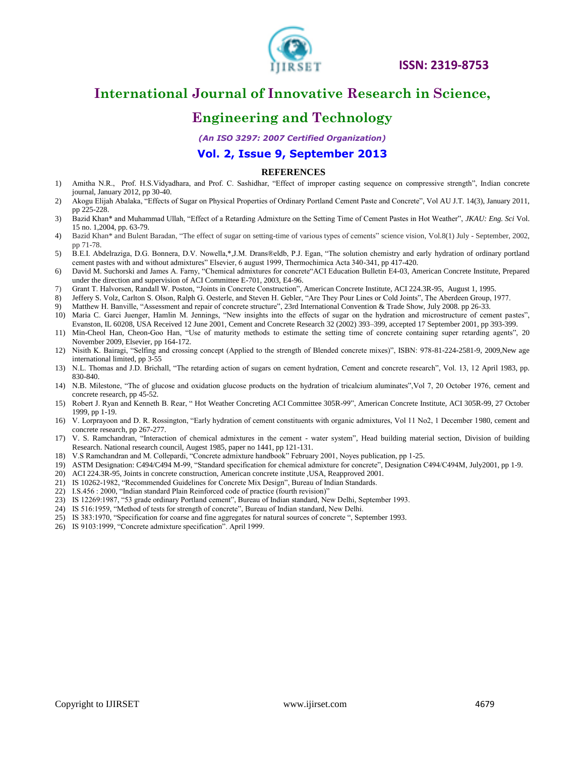## REFERENCES

1) Amitha N.R., Prof. H.S.Vidyadhara, and Prof. C. Sashidhar, "Effect of improper casting sequence on compressive strength", Indian concrete journal, January 2012, pp 30-40.
2) Akogu Elijah Abalaka, "Effects of Sugar on Physical Properties of Ordinary Portland Cement Paste and Concrete", Vol AU J.T. 14(3), January 2011, pp 225-228.
3) Bazid Khan* and Muhammad Ullah, "Effect of a Retarding Admixture on the Setting Time of Cement Pastes in Hot Weather", *JKAU: Eng. Sci* Vol. 15 no. 1,2004, pp. 63-79.
4) Bazid Khan* and Bulent Baradan, "The effect of sugar on setting-time of various types of cements" science vision, Vol.8(1) July - September, 2002, pp 71-78.
5) B.E.I. Abdelraziga, D.G. Bonnera, D.V. Nowella,*,J.M. Drans®eldb, P.J. Egan, "The solution chemistry and early hydration of ordinary portland cement pastes with and without admixtures" Elsevier, 6 august 1999, Thermochimica Acta 340-341, pp 417-420.
6) David M. Suchorski and James A. Farny, "Chemical admixtures for concrete"ACI Education Bulletin E4-03, American Concrete Institute, Prepared under the direction and supervision of ACI Committee E-701, 2003, E4-96.
7) Grant T. Halvorsen, Randall W. Poston, "Joints in Concrete Construction", American Concrete Institute, ACI 224.3R-95, August 1, 1995.
8) Jeffery S. Volz, Carlton S. Olson, Ralph G. Oesterle, and Steven H. Gebler, "Are They Pour Lines or Cold Joints", The Aberdeen Group, 1977.
9) Matthew H. Banville, "Assessment and repair of concrete structure", 23rd International Convention & Trade Show, July 2008. pp 26-33.
10) Maria C. Garci Juenger, Hamlin M. Jennings, "New insights into the effects of sugar on the hydration and microstructure of cement pastes", Evanston, IL 60208, USA Received 12 June 2001, Cement and Concrete Research 32 (2002) 393–399, accepted 17 September 2001, pp 393-399.
11) Min-Cheol Han, Cheon-Goo Han, "Use of maturity methods to estimate the setting time of concrete containing super retarding agents", 20 November 2009, Elsevier, pp 164-172.
12) Nisith K. Bairagi, "Selfing and crossing concept (Applied to the strength of Blended concrete mixes)", ISBN: 978-81-224-2581-9, 2009,New age international limited, pp 3-55
13) N.L. Thomas and J.D. Brichall, "The retarding action of sugars on cement hydration, Cement and concrete research", Vol. 13, 12 April 1983, pp. 830-840.
14) N.B. Milestone, "The of glucose and oxidation glucose products on the hydration of tricalcium aluminates",Vol 7, 20 October 1976, cement and concrete research, pp 45-52.
15) Robert J. Ryan and Kenneth B. Rear, " Hot Weather Concreting ACI Committee 305R-99", American Concrete Institute, ACI 305R-99, 27 October 1999, pp 1-19.
16) V. Lorprayoon and D. R. Rossington, "Early hydration of cement constituents with organic admixtures, Vol 11 No2, 1 December 1980, cement and concrete research, pp 267-277.
17) V. S. Ramchandran, "Interaction of chemical admixtures in the cement - water system", Head building material section, Division of building Research. National research council, Augest 1985, paper no 1441, pp 121-131.
18) V.S Ramchandran and M. Collepardi, "Concrete admixture handbook" February 2001, Noyes publication, pp 1-25.
19) ASTM Designation: C494/C494 M-99, "Standard specification for chemical admixture for concrete", Designation C494/C494M, July2001, pp 1-9.
20) ACI 224.3R-95, Joints in concrete construction, American concrete institute ,USA, Reapproved 2001.
21) IS 10262-1982, "Recommended Guidelines for Concrete Mix Design", Bureau of Indian Standards.
22) I.S.456 : 2000, "Indian standard Plain Reinforced code of practice (fourth revision)"
23) IS 12269:1987, "53 grade ordinary Portland cement", Bureau of Indian standard, New Delhi, September 1993.
24) IS 516:1959, "Method of tests for strength of concrete", Bureau of Indian standard, New Delhi.
25) IS 383:1970, "Specification for coarse and fine aggregates for natural sources of concrete ", September 1993.
26) IS 9103:1999, "Concrete admixture specification". April 1999.